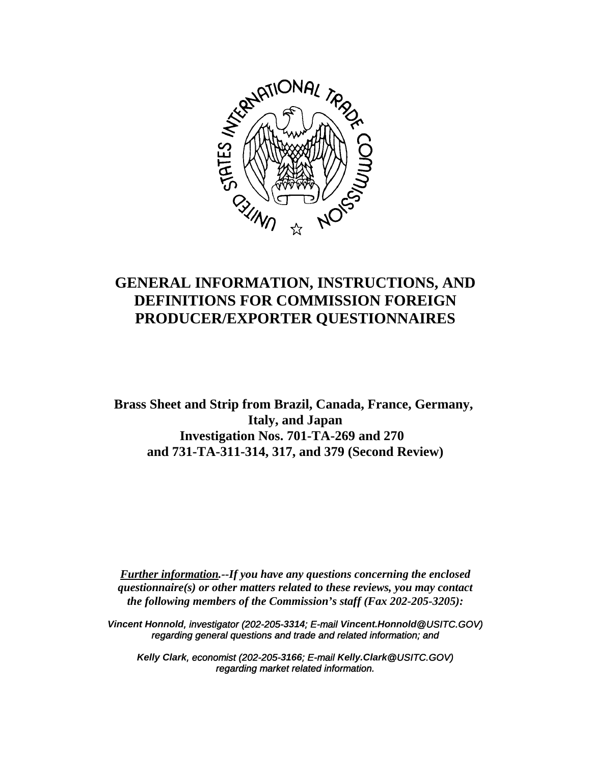# GENERAL INFORMATION, INSTRUCTIONS, AND DEFINITIONS FOR COMMISSION FOREIGN PRODUCER/EXPORTER QUESTIONNAIRES

## Brass Sheet and Strip from Brazil, Canada, France, Germany, Italy, and Japan
## Investigation Nos. 701-TA-269 and 270 and 731-TA-311-314, 317, and 379 (Second Review)

***Further information*.--If you have any questions concerning the enclosed questionnaire(s) or other matters related to these reviews, you may contact the following members of the Commission's staff (Fax 202-205-3205):**

*__Vincent Honnold__, investigator (202-205-3314; E-mail __Vincent.Honnold@USITC.GOV__) regarding general questions and trade and related information; and*

*__Kelly Clark__, economist (202-205-3166; E-mail __Kelly.Clark@USITC.GOV__) regarding market related information.*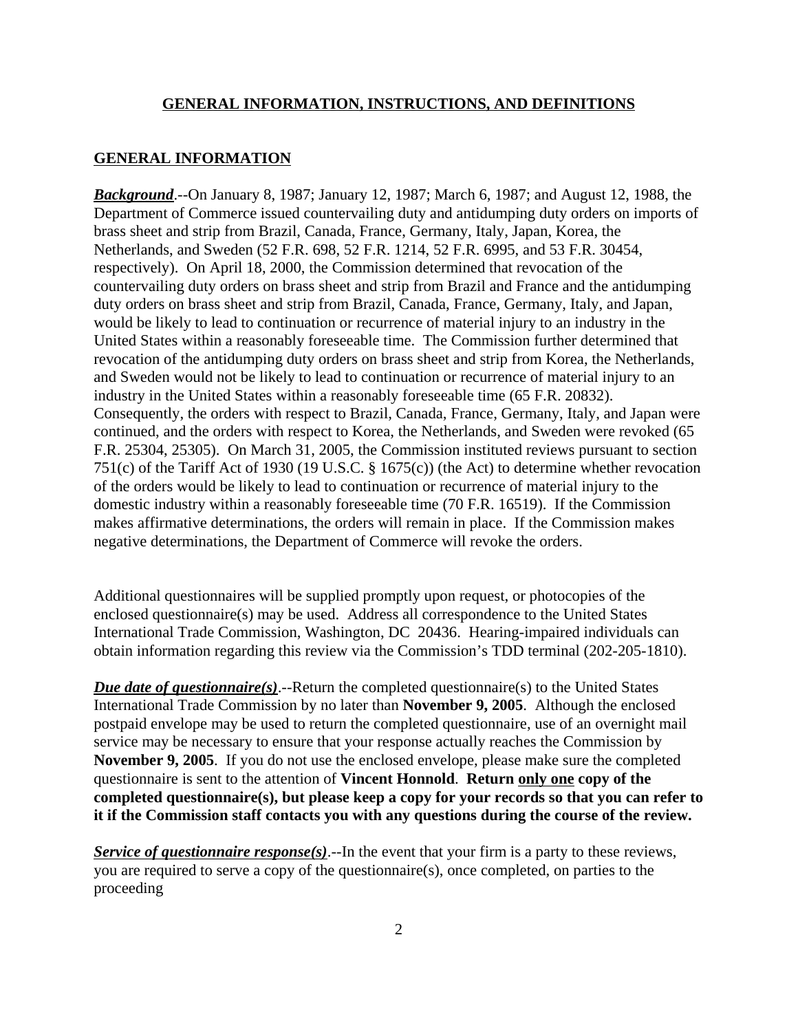## GENERAL INFORMATION, INSTRUCTIONS, AND DEFINITIONS

### GENERAL INFORMATION

***Background***.--On January 8, 1987; January 12, 1987; March 6, 1987; and August 12, 1988, the Department of Commerce issued countervailing duty and antidumping duty orders on imports of brass sheet and strip from Brazil, Canada, France, Germany, Italy, Japan, Korea, the Netherlands, and Sweden (52 F.R. 698, 52 F.R. 1214, 52 F.R. 6995, and 53 F.R. 30454, respectively). On April 18, 2000, the Commission determined that revocation of the countervailing duty orders on brass sheet and strip from Brazil and France and the antidumping duty orders on brass sheet and strip from Brazil, Canada, France, Germany, Italy, and Japan, would be likely to lead to continuation or recurrence of material injury to an industry in the United States within a reasonably foreseeable time. The Commission further determined that revocation of the antidumping duty orders on brass sheet and strip from Korea, the Netherlands, and Sweden would not be likely to lead to continuation or recurrence of material injury to an industry in the United States within a reasonably foreseeable time (65 F.R. 20832). Consequently, the orders with respect to Brazil, Canada, France, Germany, Italy, and Japan were continued, and the orders with respect to Korea, the Netherlands, and Sweden were revoked (65 F.R. 25304, 25305). On March 31, 2005, the Commission instituted reviews pursuant to section 751(c) of the Tariff Act of 1930 (19 U.S.C. § 1675(c)) (the Act) to determine whether revocation of the orders would be likely to lead to continuation or recurrence of material injury to the domestic industry within a reasonably foreseeable time (70 F.R. 16519). If the Commission makes affirmative determinations, the orders will remain in place. If the Commission makes negative determinations, the Department of Commerce will revoke the orders.

Additional questionnaires will be supplied promptly upon request, or photocopies of the enclosed questionnaire(s) may be used. Address all correspondence to the United States International Trade Commission, Washington, DC 20436. Hearing-impaired individuals can obtain information regarding this review via the Commission's TDD terminal (202-205-1810).

***Due date of questionnaire(s)***.--Return the completed questionnaire(s) to the United States International Trade Commission by no later than **November 9, 2005**. Although the enclosed postpaid envelope may be used to return the completed questionnaire, use of an overnight mail service may be necessary to ensure that your response actually reaches the Commission by **November 9, 2005**. If you do not use the enclosed envelope, please make sure the completed questionnaire is sent to the attention of **Vincent Honnold**. **Return only one copy of the completed questionnaire(s), but please keep a copy for your records so that you can refer to it if the Commission staff contacts you with any questions during the course of the review.**

***Service of questionnaire response(s)***.--In the event that your firm is a party to these reviews, you are required to serve a copy of the questionnaire(s), once completed, on parties to the proceeding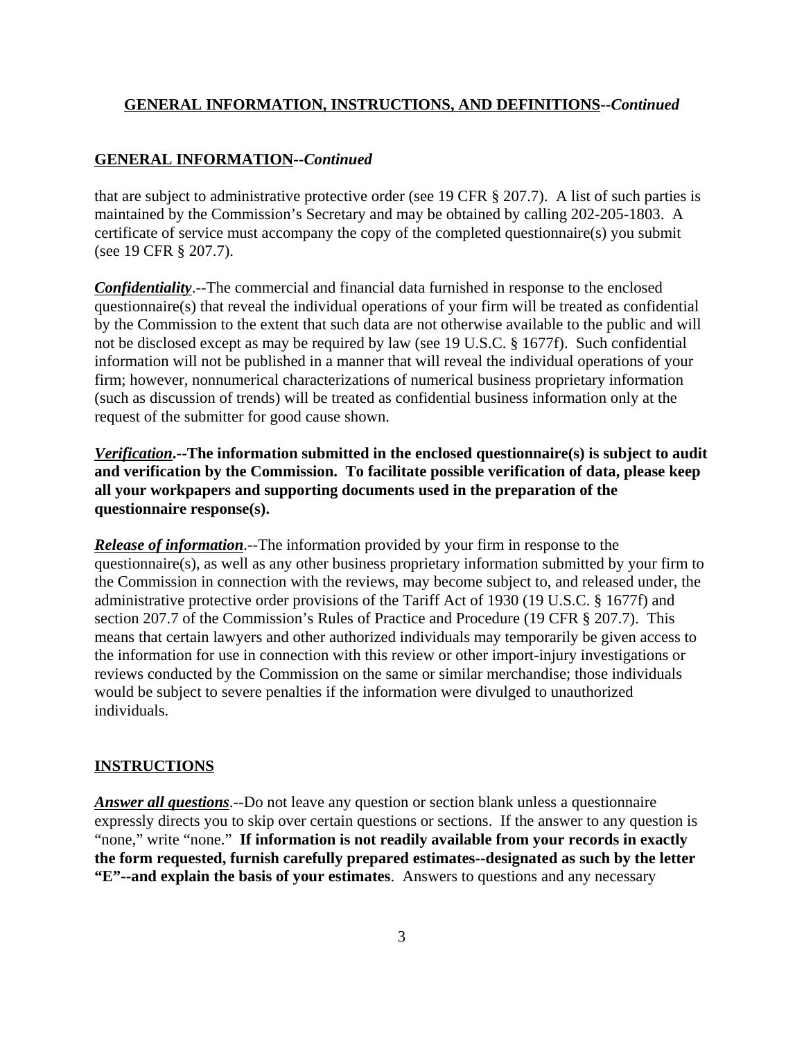## GENERAL INFORMATION, INSTRUCTIONS, AND DEFINITIONS--*Continued*

### GENERAL INFORMATION--*Continued*

that are subject to administrative protective order (see 19 CFR § 207.7). A list of such parties is maintained by the Commission's Secretary and may be obtained by calling 202-205-1803. A certificate of service must accompany the copy of the completed questionnaire(s) you submit (see 19 CFR § 207.7).

***Confidentiality***.--The commercial and financial data furnished in response to the enclosed questionnaire(s) that reveal the individual operations of your firm will be treated as confidential by the Commission to the extent that such data are not otherwise available to the public and will not be disclosed except as may be required by law (see 19 U.S.C. § 1677f). Such confidential information will not be published in a manner that will reveal the individual operations of your firm; however, nonnumerical characterizations of numerical business proprietary information (such as discussion of trends) will be treated as confidential business information only at the request of the submitter for good cause shown.

***Verification*.--The information submitted in the enclosed questionnaire(s) is subject to audit and verification by the Commission. To facilitate possible verification of data, please keep all your workpapers and supporting documents used in the preparation of the questionnaire response(s).**

***Release of information***.--The information provided by your firm in response to the questionnaire(s), as well as any other business proprietary information submitted by your firm to the Commission in connection with the reviews, may become subject to, and released under, the administrative protective order provisions of the Tariff Act of 1930 (19 U.S.C. § 1677f) and section 207.7 of the Commission's Rules of Practice and Procedure (19 CFR § 207.7). This means that certain lawyers and other authorized individuals may temporarily be given access to the information for use in connection with this review or other import-injury investigations or reviews conducted by the Commission on the same or similar merchandise; those individuals would be subject to severe penalties if the information were divulged to unauthorized individuals.

### INSTRUCTIONS

***Answer all questions***.--Do not leave any question or section blank unless a questionnaire expressly directs you to skip over certain questions or sections. If the answer to any question is "none," write "none." **If information is not readily available from your records in exactly the form requested, furnish carefully prepared estimates--designated as such by the letter "E"--and explain the basis of your estimates**. Answers to questions and any necessary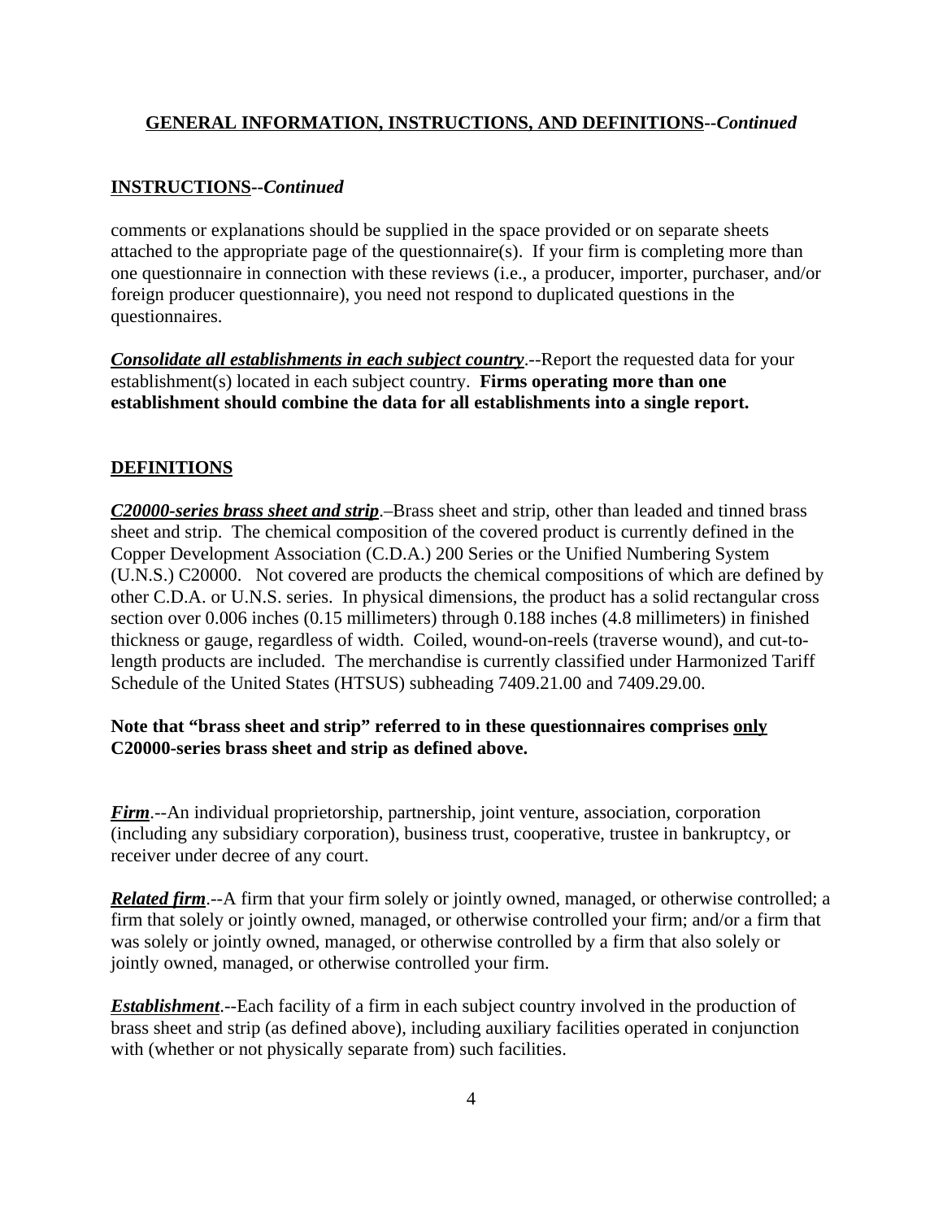## GENERAL INFORMATION, INSTRUCTIONS, AND DEFINITIONS--*Continued*

### INSTRUCTIONS--*Continued*

comments or explanations should be supplied in the space provided or on separate sheets attached to the appropriate page of the questionnaire(s). If your firm is completing more than one questionnaire in connection with these reviews (i.e., a producer, importer, purchaser, and/or foreign producer questionnaire), you need not respond to duplicated questions in the questionnaires.

***Consolidate all establishments in each subject country***.--Report the requested data for your establishment(s) located in each subject country. **Firms operating more than one establishment should combine the data for all establishments into a single report.**

### DEFINITIONS

***C20000-series brass sheet and strip***.–Brass sheet and strip, other than leaded and tinned brass sheet and strip. The chemical composition of the covered product is currently defined in the Copper Development Association (C.D.A.) 200 Series or the Unified Numbering System (U.N.S.) C20000. Not covered are products the chemical compositions of which are defined by other C.D.A. or U.N.S. series. In physical dimensions, the product has a solid rectangular cross section over 0.006 inches (0.15 millimeters) through 0.188 inches (4.8 millimeters) in finished thickness or gauge, regardless of width. Coiled, wound-on-reels (traverse wound), and cut-to-length products are included. The merchandise is currently classified under Harmonized Tariff Schedule of the United States (HTSUS) subheading 7409.21.00 and 7409.29.00.

**Note that "brass sheet and strip" referred to in these questionnaires comprises only C20000-series brass sheet and strip as defined above.**

***Firm***.--An individual proprietorship, partnership, joint venture, association, corporation (including any subsidiary corporation), business trust, cooperative, trustee in bankruptcy, or receiver under decree of any court.

***Related firm***.--A firm that your firm solely or jointly owned, managed, or otherwise controlled; a firm that solely or jointly owned, managed, or otherwise controlled your firm; and/or a firm that was solely or jointly owned, managed, or otherwise controlled by a firm that also solely or jointly owned, managed, or otherwise controlled your firm.

***Establishment***.--Each facility of a firm in each subject country involved in the production of brass sheet and strip (as defined above), including auxiliary facilities operated in conjunction with (whether or not physically separate from) such facilities.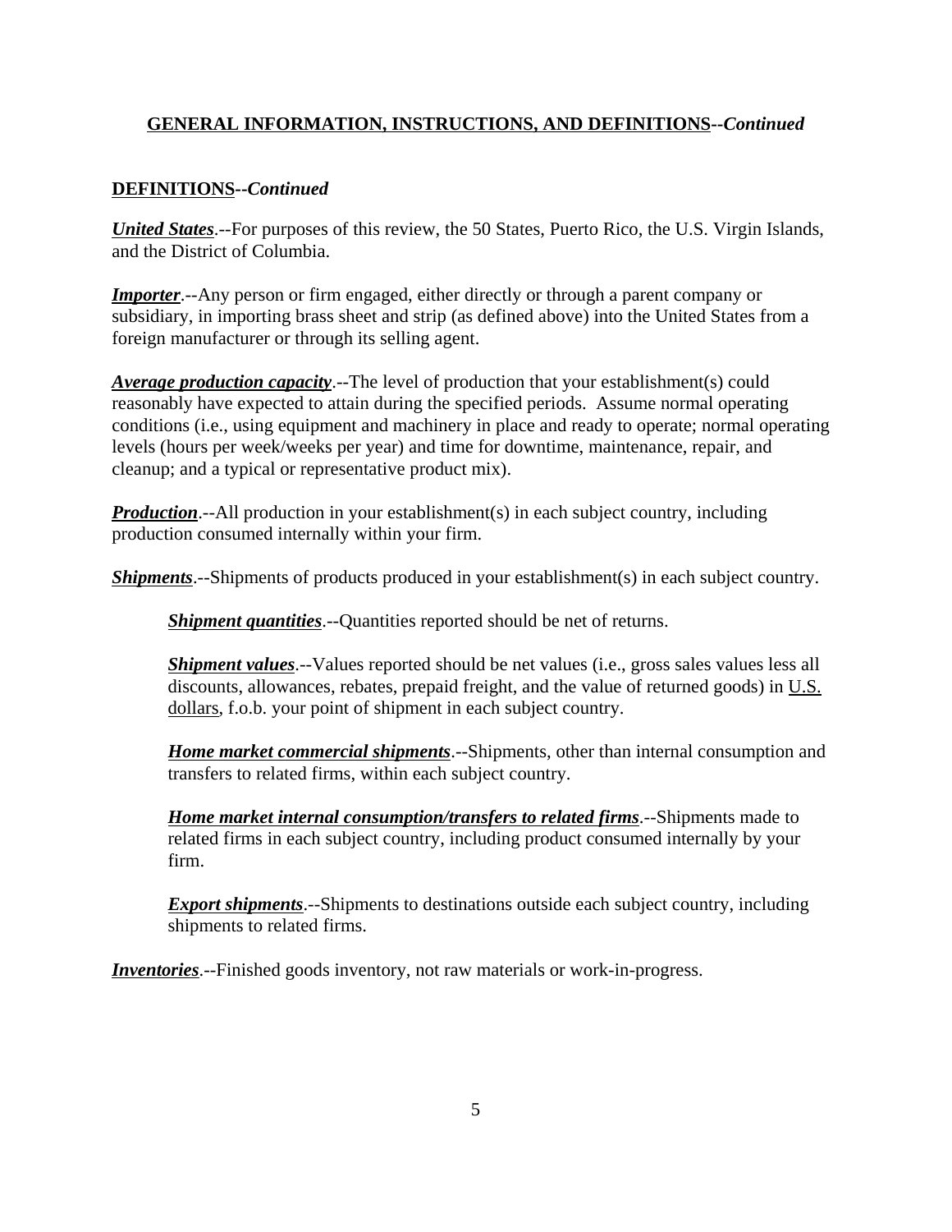## <u>GENERAL INFORMATION, INSTRUCTIONS, AND DEFINITIONS</u>--*Continued*

### <u>DEFINITIONS</u>--*Continued*

***<u>United States</u>***.--For purposes of this review, the 50 States, Puerto Rico, the U.S. Virgin Islands, and the District of Columbia.

***<u>Importer</u>***.--Any person or firm engaged, either directly or through a parent company or subsidiary, in importing brass sheet and strip (as defined above) into the United States from a foreign manufacturer or through its selling agent.

***<u>Average production capacity</u>***.--The level of production that your establishment(s) could reasonably have expected to attain during the specified periods. Assume normal operating conditions (i.e., using equipment and machinery in place and ready to operate; normal operating levels (hours per week/weeks per year) and time for downtime, maintenance, repair, and cleanup; and a typical or representative product mix).

***<u>Production</u>***.--All production in your establishment(s) in each subject country, including production consumed internally within your firm.

***<u>Shipments</u>***.--Shipments of products produced in your establishment(s) in each subject country.

> ***<u>Shipment quantities</u>***.--Quantities reported should be net of returns.
>
> ***<u>Shipment values</u>***.--Values reported should be net values (i.e., gross sales values less all discounts, allowances, rebates, prepaid freight, and the value of returned goods) in <u>U.S. dollars</u>, f.o.b. your point of shipment in each subject country.
>
> ***<u>Home market commercial shipments</u>***.--Shipments, other than internal consumption and transfers to related firms, within each subject country.
>
> ***<u>Home market internal consumption/transfers to related firms</u>***.--Shipments made to related firms in each subject country, including product consumed internally by your firm.
>
> ***<u>Export shipments</u>***.--Shipments to destinations outside each subject country, including shipments to related firms.

***<u>Inventories</u>***.--Finished goods inventory, not raw materials or work-in-progress.